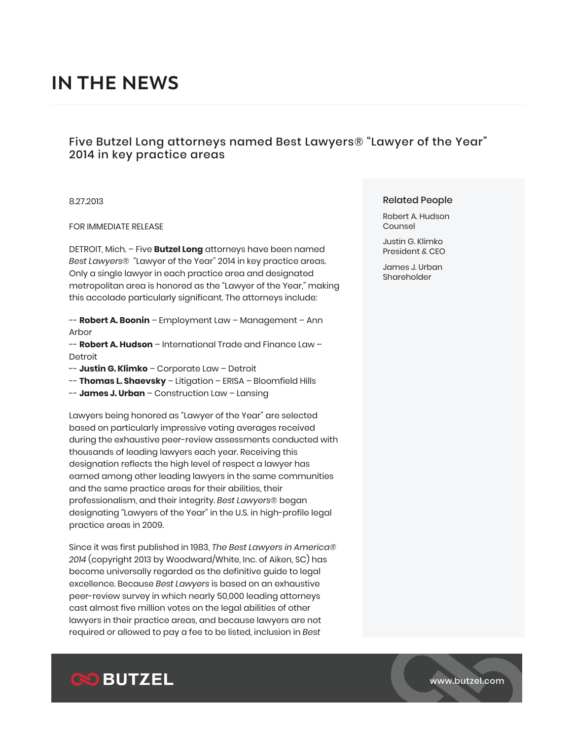# IN THE NEWS

## Five Butzel Long attorneys named Best Lawyers® "Lawyer of the Year" 2014 in key practice areas

8.27.2013

FOR IMMEDIATE RELEASE

DETROIT, Mich. – Five **Butzel Long** attorneys have been named *Best Lawyers*® "Lawyer of the Year" 2014 in key practice areas. Only a single lawyer in each practice area and designated metropolitan area is honored as the "Lawyer of the Year," making this accolade particularly significant. The attorneys include:

-- **Robert A. Boonin** – Employment Law – Management – Ann Arbor
-- **Robert A. Hudson** – International Trade and Finance Law – Detroit
-- **Justin G. Klimko** – Corporate Law – Detroit
-- **Thomas L. Shaevsky** – Litigation – ERISA – Bloomfield Hills
-- **James J. Urban** – Construction Law – Lansing

Lawyers being honored as "Lawyer of the Year" are selected based on particularly impressive voting averages received during the exhaustive peer-review assessments conducted with thousands of leading lawyers each year. Receiving this designation reflects the high level of respect a lawyer has earned among other leading lawyers in the same communities and the same practice areas for their abilities, their professionalism, and their integrity. *Best Lawyers*® began designating "Lawyers of the Year" in the U.S. in high-profile legal practice areas in 2009.

Since it was first published in 1983, *The Best Lawyers in America® 2014* (copyright 2013 by Woodward/White, Inc. of Aiken, SC) has become universally regarded as the definitive guide to legal excellence. Because *Best Lawyers* is based on an exhaustive peer-review survey in which nearly 50,000 leading attorneys cast almost five million votes on the legal abilities of other lawyers in their practice areas, and because lawyers are not required or allowed to pay a fee to be listed, inclusion in *Best*

### Related People

Robert A. Hudson
Counsel

Justin G. Klimko
President & CEO

James J. Urban
Shareholder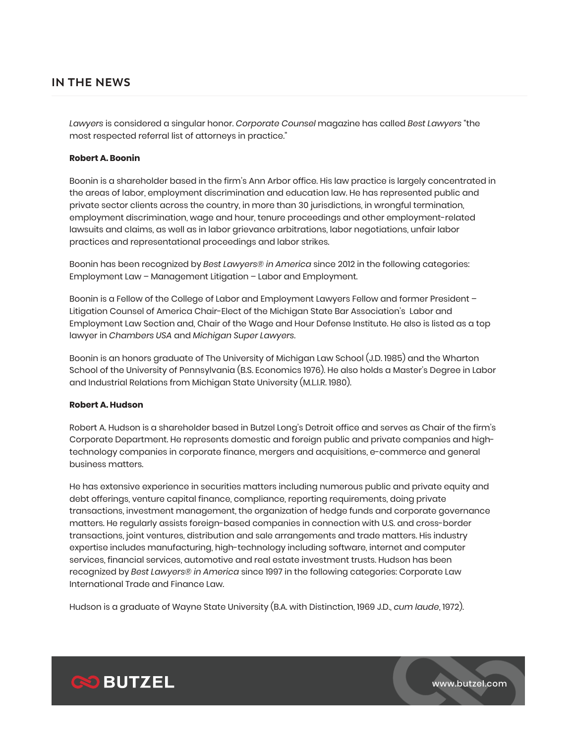## IN THE NEWS

*Lawyers* is considered a singular honor. *Corporate Counsel* magazine has called *Best Lawyers* "the most respected referral list of attorneys in practice."

**Robert A. Boonin**

Boonin is a shareholder based in the firm's Ann Arbor office. His law practice is largely concentrated in the areas of labor, employment discrimination and education law. He has represented public and private sector clients across the country, in more than 30 jurisdictions, in wrongful termination, employment discrimination, wage and hour, tenure proceedings and other employment-related lawsuits and claims, as well as in labor grievance arbitrations, labor negotiations, unfair labor practices and representational proceedings and labor strikes.

Boonin has been recognized by *Best Lawyers® in America* since 2012 in the following categories: Employment Law – Management Litigation – Labor and Employment.

Boonin is a Fellow of the College of Labor and Employment Lawyers Fellow and former President – Litigation Counsel of America Chair-Elect of the Michigan State Bar Association's Labor and Employment Law Section and, Chair of the Wage and Hour Defense Institute. He also is listed as a top lawyer in *Chambers USA* and *Michigan Super Lawyers*.

Boonin is an honors graduate of The University of Michigan Law School (J.D. 1985) and the Wharton School of the University of Pennsylvania (B.S. Economics 1976). He also holds a Master's Degree in Labor and Industrial Relations from Michigan State University (M.L.I.R. 1980).

**Robert A. Hudson**

Robert A. Hudson is a shareholder based in Butzel Long's Detroit office and serves as Chair of the firm's Corporate Department. He represents domestic and foreign public and private companies and high-technology companies in corporate finance, mergers and acquisitions, e-commerce and general business matters.

He has extensive experience in securities matters including numerous public and private equity and debt offerings, venture capital finance, compliance, reporting requirements, doing private transactions, investment management, the organization of hedge funds and corporate governance matters. He regularly assists foreign-based companies in connection with U.S. and cross-border transactions, joint ventures, distribution and sale arrangements and trade matters. His industry expertise includes manufacturing, high-technology including software, internet and computer services, financial services, automotive and real estate investment trusts. Hudson has been recognized by *Best Lawyers® in America* since 1997 in the following categories: Corporate Law International Trade and Finance Law.

Hudson is a graduate of Wayne State University (B.A. with Distinction, 1969 J.D., *cum laude*, 1972).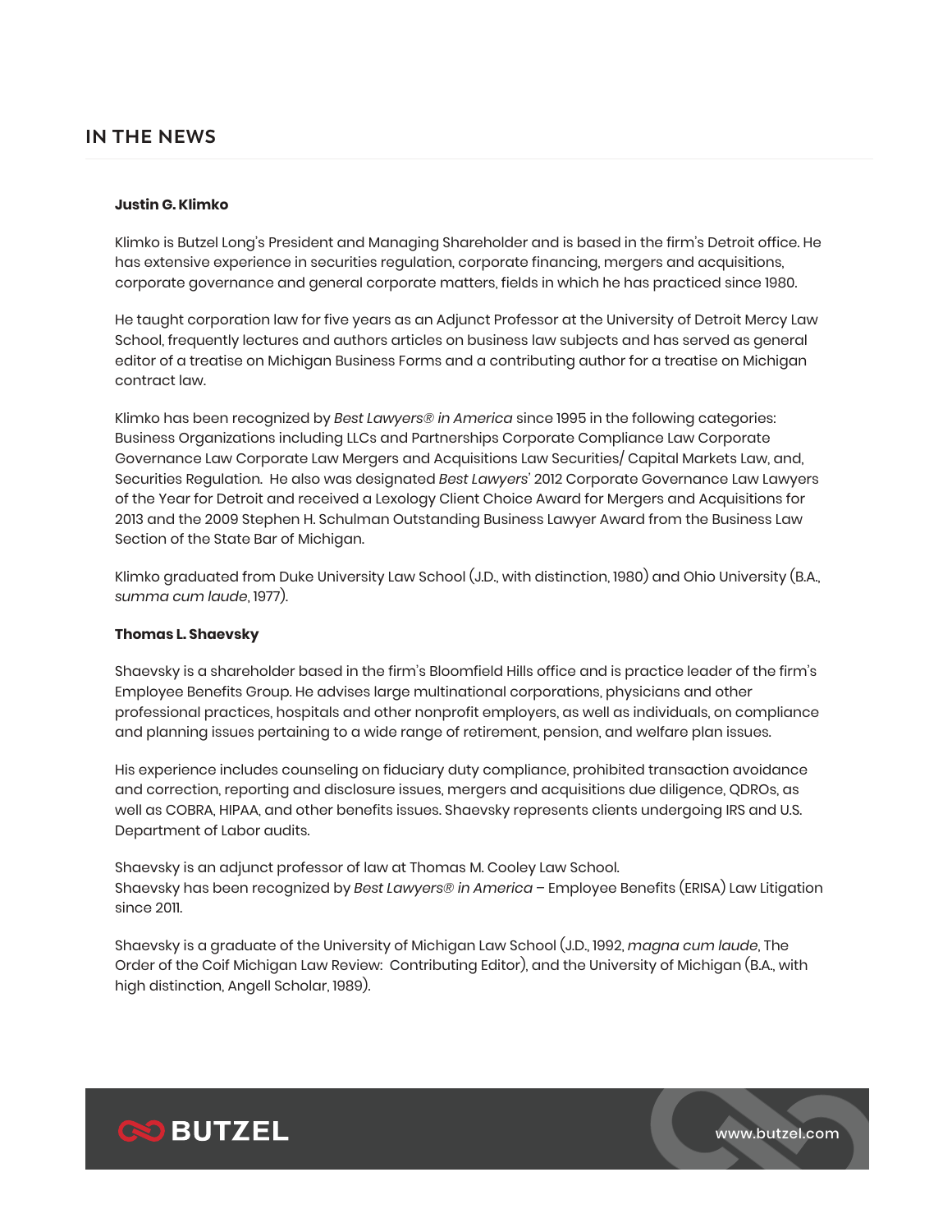## IN THE NEWS

**Justin G. Klimko**

Klimko is Butzel Long's President and Managing Shareholder and is based in the firm's Detroit office. He has extensive experience in securities regulation, corporate financing, mergers and acquisitions, corporate governance and general corporate matters, fields in which he has practiced since 1980.

He taught corporation law for five years as an Adjunct Professor at the University of Detroit Mercy Law School, frequently lectures and authors articles on business law subjects and has served as general editor of a treatise on Michigan Business Forms and a contributing author for a treatise on Michigan contract law.

Klimko has been recognized by *Best Lawyers® in America* since 1995 in the following categories: Business Organizations including LLCs and Partnerships Corporate Compliance Law Corporate Governance Law Corporate Law Mergers and Acquisitions Law Securities/ Capital Markets Law, and, Securities Regulation. He also was designated *Best Lawyers'* 2012 Corporate Governance Law Lawyers of the Year for Detroit and received a Lexology Client Choice Award for Mergers and Acquisitions for 2013 and the 2009 Stephen H. Schulman Outstanding Business Lawyer Award from the Business Law Section of the State Bar of Michigan.

Klimko graduated from Duke University Law School (J.D., with distinction, 1980) and Ohio University (B.A., *summa cum laude*, 1977).

**Thomas L. Shaevsky**

Shaevsky is a shareholder based in the firm's Bloomfield Hills office and is practice leader of the firm's Employee Benefits Group. He advises large multinational corporations, physicians and other professional practices, hospitals and other nonprofit employers, as well as individuals, on compliance and planning issues pertaining to a wide range of retirement, pension, and welfare plan issues.

His experience includes counseling on fiduciary duty compliance, prohibited transaction avoidance and correction, reporting and disclosure issues, mergers and acquisitions due diligence, QDROs, as well as COBRA, HIPAA, and other benefits issues. Shaevsky represents clients undergoing IRS and U.S. Department of Labor audits.

Shaevsky is an adjunct professor of law at Thomas M. Cooley Law School.
Shaevsky has been recognized by *Best Lawyers® in America* – Employee Benefits (ERISA) Law Litigation since 2011.

Shaevsky is a graduate of the University of Michigan Law School (J.D., 1992, *magna cum laude*, The Order of the Coif Michigan Law Review: Contributing Editor), and the University of Michigan (B.A., with high distinction, Angell Scholar, 1989).

BUTZEL www.butzel.com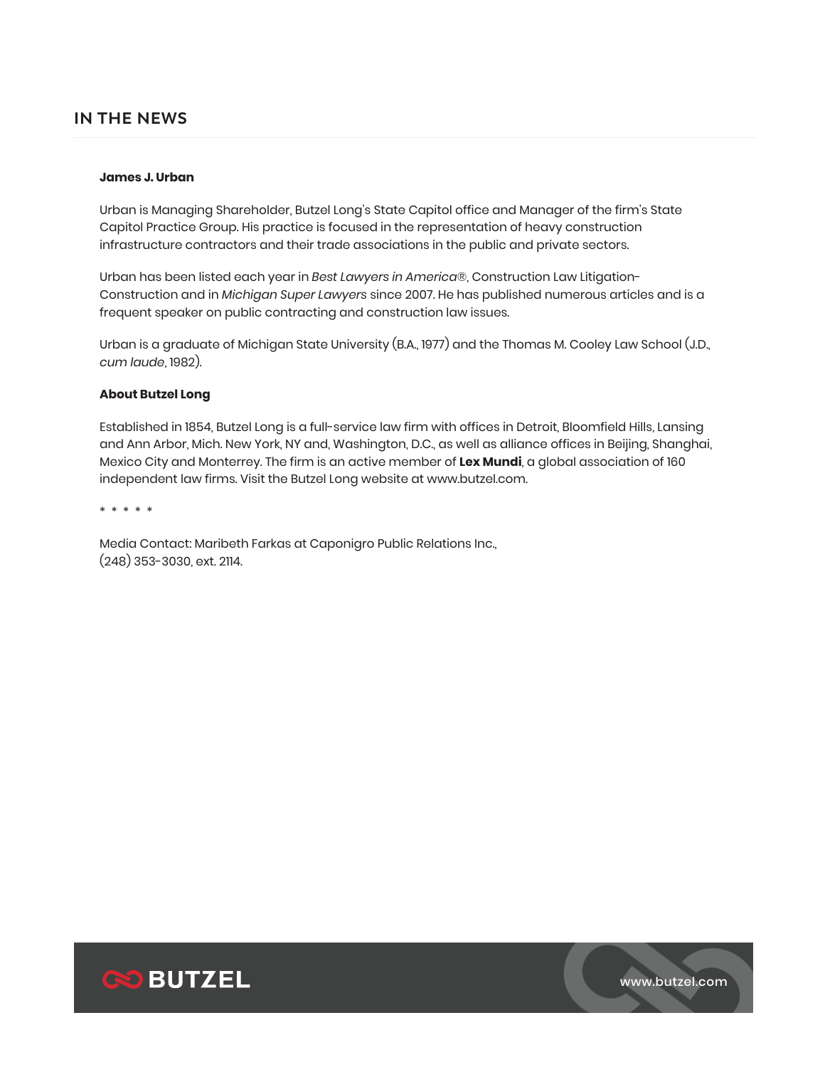## IN THE NEWS

**James J. Urban**

Urban is Managing Shareholder, Butzel Long's State Capitol office and Manager of the firm's State Capitol Practice Group. His practice is focused in the representation of heavy construction infrastructure contractors and their trade associations in the public and private sectors.

Urban has been listed each year in *Best Lawyers in America*®, Construction Law Litigation-Construction and in *Michigan Super Lawyers* since 2007. He has published numerous articles and is a frequent speaker on public contracting and construction law issues.

Urban is a graduate of Michigan State University (B.A., 1977) and the Thomas M. Cooley Law School (J.D., *cum laude*, 1982).

**About Butzel Long**

Established in 1854, Butzel Long is a full-service law firm with offices in Detroit, Bloomfield Hills, Lansing and Ann Arbor, Mich. New York, NY and, Washington, D.C., as well as alliance offices in Beijing, Shanghai, Mexico City and Monterrey. The firm is an active member of **Lex Mundi**, a global association of 160 independent law firms. Visit the Butzel Long website at www.butzel.com.

\* \* \* \* \*

Media Contact: Maribeth Farkas at Caponigro Public Relations Inc.,
(248) 353-3030, ext. 2114.